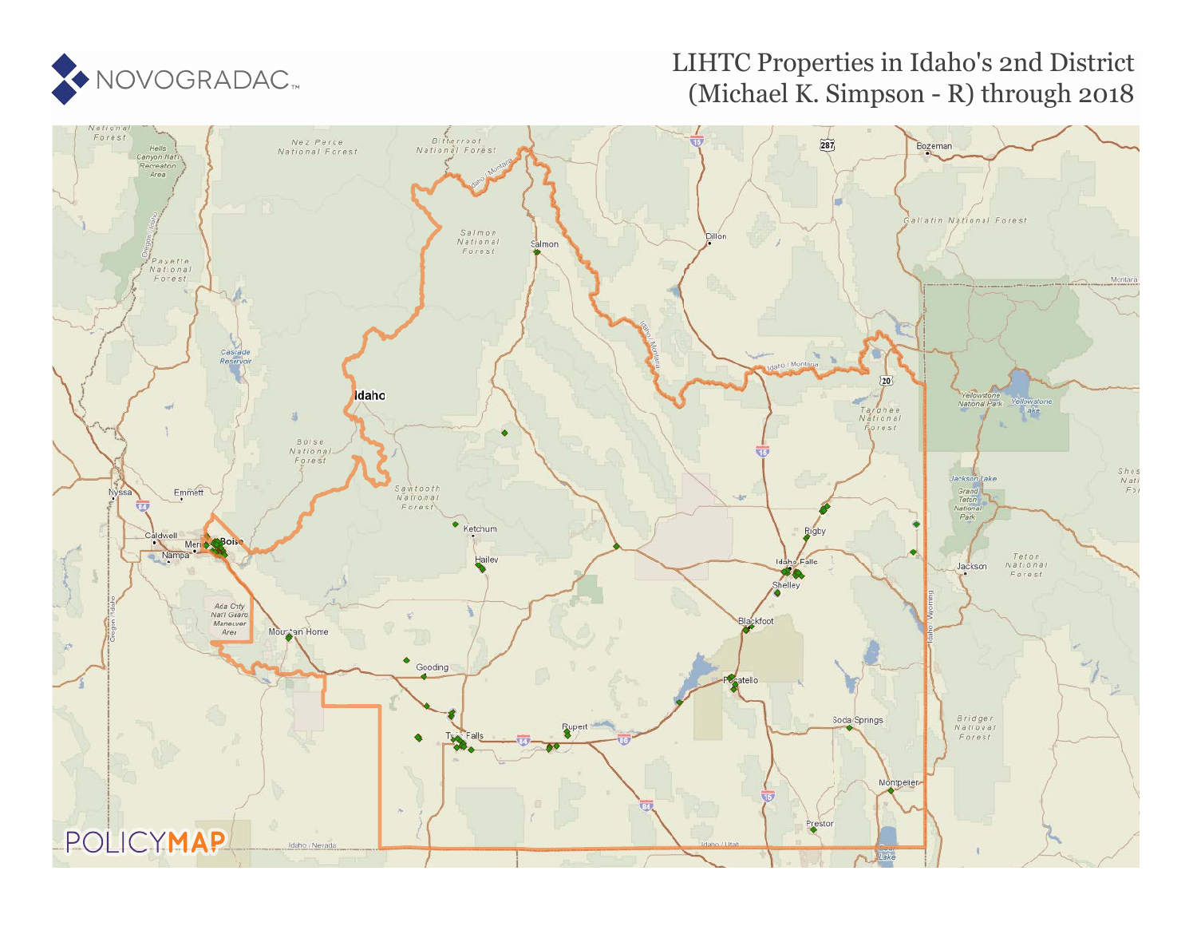# LIHTC Properties in Idaho's 2nd District (Michael K. Simpson - R) through 2018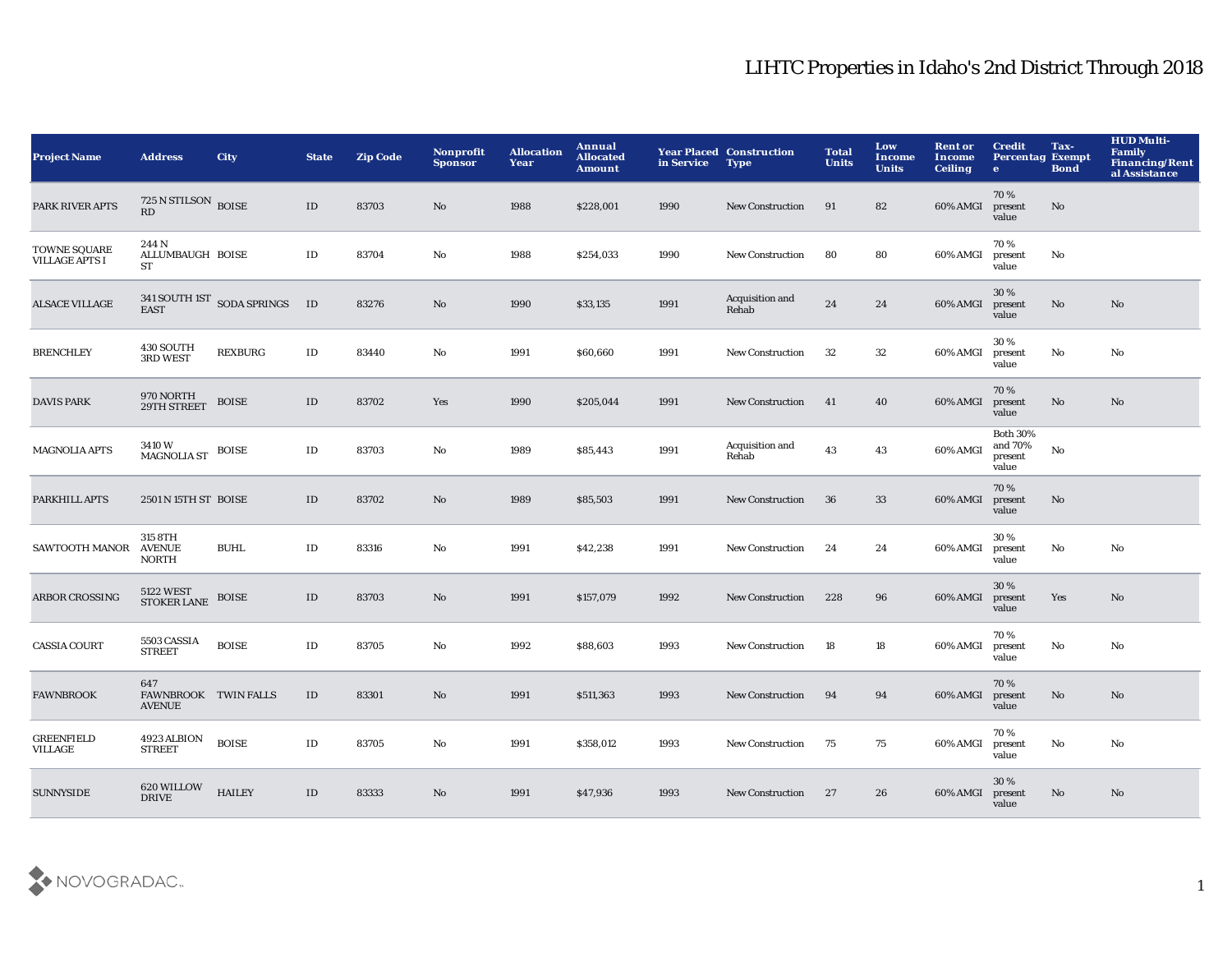# LIHTC Properties in Idaho's 2nd District Through 2018

| Project Name | Address | City | State | Zip Code | Nonprofit Sponsor | Allocation Year | Annual Allocated Amount | Year Placed in Service | Construction Type | Total Units | Low Income Units | Rent or Income Ceiling | Credit Percentage | Tax-Exempt Bond | HUD Multi-Family Financing/Rental Assistance |
|---|---|---|---|---|---|---|---|---|---|---|---|---|---|---|---|
| PARK RIVER APTS | 725 N STILSON RD | BOISE | ID | 83703 | No | 1988 | $228,001 | 1990 | New Construction | 91 | 82 | 60% AMGI | 70 % present value | No | |
| TOWNE SQUARE VILLAGE APTS I | 244 N ALLUMBAUGH ST | BOISE | ID | 83704 | No | 1988 | $254,033 | 1990 | New Construction | 80 | 80 | 60% AMGI | 70 % present value | No | |
| ALSACE VILLAGE | 341 SOUTH 1ST EAST | SODA SPRINGS | ID | 83276 | No | 1990 | $33,135 | 1991 | Acquisition and Rehab | 24 | 24 | 60% AMGI | 30 % present value | No | No |
| BRENCHLEY | 430 SOUTH 3RD WEST | REXBURG | ID | 83440 | No | 1991 | $60,660 | 1991 | New Construction | 32 | 32 | 60% AMGI | 30 % present value | No | No |
| DAVIS PARK | 970 NORTH 29TH STREET | BOISE | ID | 83702 | Yes | 1990 | $205,044 | 1991 | New Construction | 41 | 40 | 60% AMGI | 70 % present value | No | No |
| MAGNOLIA APTS | 3410 W MAGNOLIA ST | BOISE | ID | 83703 | No | 1989 | $85,443 | 1991 | Acquisition and Rehab | 43 | 43 | 60% AMGI | Both 30% and 70% present value | No | |
| PARKHILL APTS | 2501 N 15TH ST | BOISE | ID | 83702 | No | 1989 | $85,503 | 1991 | New Construction | 36 | 33 | 60% AMGI | 70 % present value | No | |
| SAWTOOTH MANOR | 315 8TH AVENUE NORTH | BUHL | ID | 83316 | No | 1991 | $42,238 | 1991 | New Construction | 24 | 24 | 60% AMGI | 30 % present value | No | No |
| ARBOR CROSSING | 5122 WEST STOKER LANE | BOISE | ID | 83703 | No | 1991 | $157,079 | 1992 | New Construction | 228 | 96 | 60% AMGI | 30 % present value | Yes | No |
| CASSIA COURT | 5503 CASSIA STREET | BOISE | ID | 83705 | No | 1992 | $88,603 | 1993 | New Construction | 18 | 18 | 60% AMGI | 70 % present value | No | No |
| FAWNBROOK | 647 FAWNBROOK AVENUE | TWIN FALLS | ID | 83301 | No | 1991 | $511,363 | 1993 | New Construction | 94 | 94 | 60% AMGI | 70 % present value | No | No |
| GREENFIELD VILLAGE | 4923 ALBION STREET | BOISE | ID | 83705 | No | 1991 | $358,012 | 1993 | New Construction | 75 | 75 | 60% AMGI | 70 % present value | No | No |
| SUNNYSIDE | 620 WILLOW DRIVE | HAILEY | ID | 83333 | No | 1991 | $47,936 | 1993 | New Construction | 27 | 26 | 60% AMGI | 30 % present value | No | No |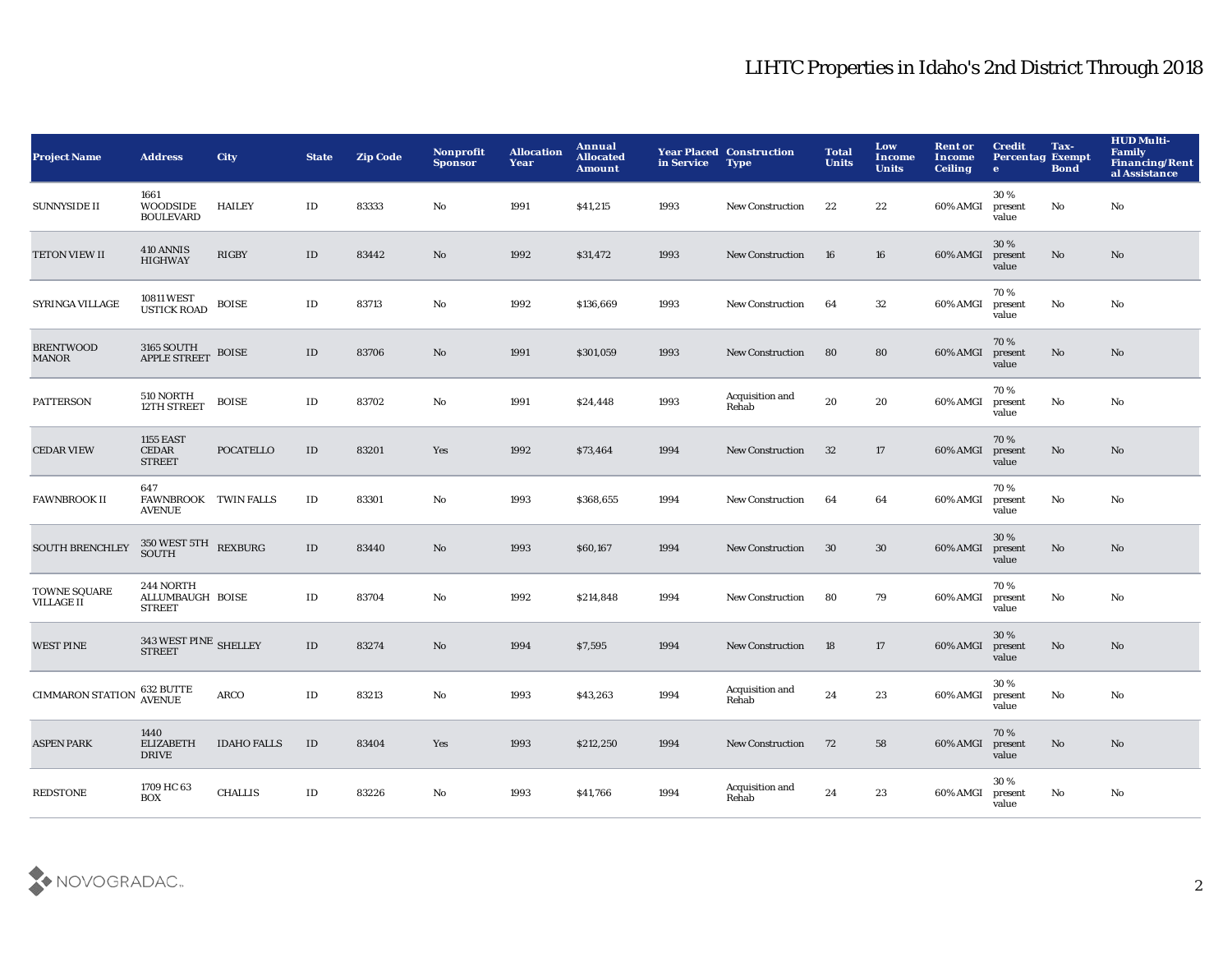# LIHTC Properties in Idaho's 2nd District Through 2018

| Project Name | Address | City | State | Zip Code | Nonprofit Sponsor | Allocation Year | Annual Allocated Amount | Year Placed in Service | Construction Type | Total Units | Low Income Units | Rent or Income Ceiling | Credit Percentage | Tax-Exempt Bond | HUD Multi-Family Financing/Rental Assistance |
|---|---|---|---|---|---|---|---|---|---|---|---|---|---|---|---|
| SUNNYSIDE II | 1661 WOODSIDE BOULEVARD | HAILEY | ID | 83333 | No | 1991 | $41,215 | 1993 | New Construction | 22 | 22 | 60% AMGI | 30 % present value | No | No |
| TETON VIEW II | 410 ANNIS HIGHWAY | RIGBY | ID | 83442 | No | 1992 | $31,472 | 1993 | New Construction | 16 | 16 | 60% AMGI | 30 % present value | No | No |
| SYRINGA VILLAGE | 10811 WEST USTICK ROAD | BOISE | ID | 83713 | No | 1992 | $136,669 | 1993 | New Construction | 64 | 32 | 60% AMGI | 70 % present value | No | No |
| BRENTWOOD MANOR | 3165 SOUTH APPLE STREET | BOISE | ID | 83706 | No | 1991 | $301,059 | 1993 | New Construction | 80 | 80 | 60% AMGI | 70 % present value | No | No |
| PATTERSON | 510 NORTH 12TH STREET | BOISE | ID | 83702 | No | 1991 | $24,448 | 1993 | Acquisition and Rehab | 20 | 20 | 60% AMGI | 70 % present value | No | No |
| CEDAR VIEW | 1155 EAST CEDAR STREET | POCATELLO | ID | 83201 | Yes | 1992 | $73,464 | 1994 | New Construction | 32 | 17 | 60% AMGI | 70 % present value | No | No |
| FAWNBROOK II | 647 FAWNBROOK AVENUE | TWIN FALLS | ID | 83301 | No | 1993 | $368,655 | 1994 | New Construction | 64 | 64 | 60% AMGI | 70 % present value | No | No |
| SOUTH BRENCHLEY | 350 WEST 5TH SOUTH | REXBURG | ID | 83440 | No | 1993 | $60,167 | 1994 | New Construction | 30 | 30 | 60% AMGI | 30 % present value | No | No |
| TOWNE SQUARE VILLAGE II | 244 NORTH ALLUMBAUGH STREET | BOISE | ID | 83704 | No | 1992 | $214,848 | 1994 | New Construction | 80 | 79 | 60% AMGI | 70 % present value | No | No |
| WEST PINE | 343 WEST PINE STREET | SHELLEY | ID | 83274 | No | 1994 | $7,595 | 1994 | New Construction | 18 | 17 | 60% AMGI | 30 % present value | No | No |
| CIMMARON STATION | 632 BUTTE AVENUE | ARCO | ID | 83213 | No | 1993 | $43,263 | 1994 | Acquisition and Rehab | 24 | 23 | 60% AMGI | 30 % present value | No | No |
| ASPEN PARK | 1440 ELIZABETH DRIVE | IDAHO FALLS | ID | 83404 | Yes | 1993 | $212,250 | 1994 | New Construction | 72 | 58 | 60% AMGI | 70 % present value | No | No |
| REDSTONE | 1709 HC 63 BOX | CHALLIS | ID | 83226 | No | 1993 | $41,766 | 1994 | Acquisition and Rehab | 24 | 23 | 60% AMGI | 30 % present value | No | No |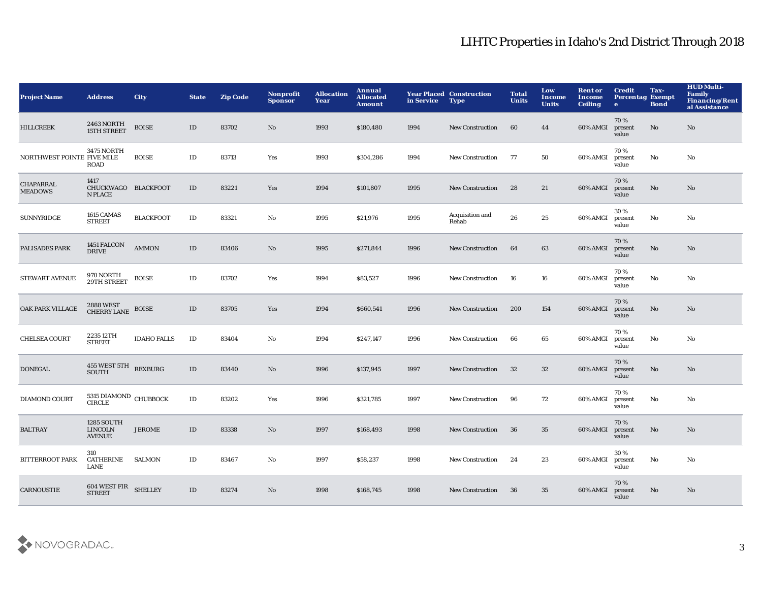# LIHTC Properties in Idaho's 2nd District Through 2018

| Project Name | Address | City | State | Zip Code | Nonprofit Sponsor | Allocation Year | Annual Allocated Amount | Year Placed in Service | Construction Type | Total Units | Low Income Units | Rent or Income Ceiling | Credit Percentage | Tax-Exempt Bond | HUD Multi-Family Financing/Rental Assistance |
|---|---|---|---|---|---|---|---|---|---|---|---|---|---|---|---|
| HILLCREEK | 2463 NORTH 15TH STREET | BOISE | ID | 83702 | No | 1993 | $180,480 | 1994 | New Construction | 60 | 44 | 60% AMGI | 70 % present value | No | No |
| NORTHWEST POINTE | 3475 NORTH FIVE MILE ROAD | BOISE | ID | 83713 | Yes | 1993 | $304,286 | 1994 | New Construction | 77 | 50 | 60% AMGI | 70 % present value | No | No |
| CHAPARRAL MEADOWS | 1417 CHUCKWAGON PLACE | BLACKFOOT | ID | 83221 | Yes | 1994 | $101,807 | 1995 | New Construction | 28 | 21 | 60% AMGI | 70 % present value | No | No |
| SUNNYRIDGE | 1615 CAMAS STREET | BLACKFOOT | ID | 83321 | No | 1995 | $21,976 | 1995 | Acquisition and Rehab | 26 | 25 | 60% AMGI | 30 % present value | No | No |
| PALISADES PARK | 1451 FALCON DRIVE | AMMON | ID | 83406 | No | 1995 | $271,844 | 1996 | New Construction | 64 | 63 | 60% AMGI | 70 % present value | No | No |
| STEWART AVENUE | 970 NORTH 29TH STREET | BOISE | ID | 83702 | Yes | 1994 | $83,527 | 1996 | New Construction | 16 | 16 | 60% AMGI | 70 % present value | No | No |
| OAK PARK VILLAGE | 2888 WEST CHERRY LANE | BOISE | ID | 83705 | Yes | 1994 | $660,541 | 1996 | New Construction | 200 | 154 | 60% AMGI | 70 % present value | No | No |
| CHELSEA COURT | 2235 12TH STREET | IDAHO FALLS | ID | 83404 | No | 1994 | $247,147 | 1996 | New Construction | 66 | 65 | 60% AMGI | 70 % present value | No | No |
| DONEGAL | 455 WEST 5TH SOUTH | REXBURG | ID | 83440 | No | 1996 | $137,945 | 1997 | New Construction | 32 | 32 | 60% AMGI | 70 % present value | No | No |
| DIAMOND COURT | 5315 DIAMOND CIRCLE | CHUBBOCK | ID | 83202 | Yes | 1996 | $321,785 | 1997 | New Construction | 96 | 72 | 60% AMGI | 70 % present value | No | No |
| BALTRAY | 1285 SOUTH LINCOLN AVENUE | JEROME | ID | 83338 | No | 1997 | $168,493 | 1998 | New Construction | 36 | 35 | 60% AMGI | 70 % present value | No | No |
| BITTERROOT PARK | 310 CATHERINE LANE | SALMON | ID | 83467 | No | 1997 | $58,237 | 1998 | New Construction | 24 | 23 | 60% AMGI | 30 % present value | No | No |
| CARNOUSTIE | 604 WEST FIR STREET | SHELLEY | ID | 83274 | No | 1998 | $168,745 | 1998 | New Construction | 36 | 35 | 60% AMGI | 70 % present value | No | No |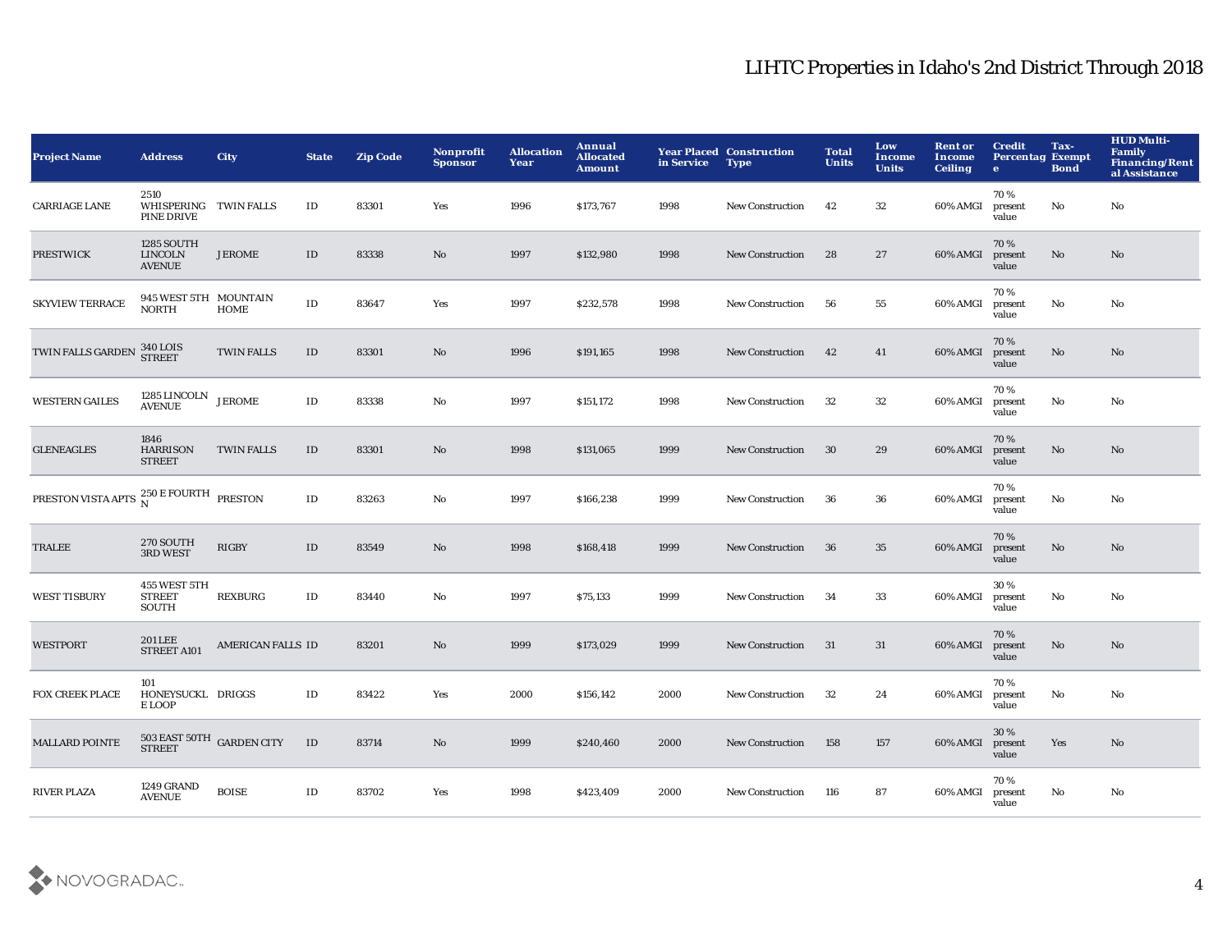# LIHTC Properties in Idaho's 2nd District Through 2018

| Project Name | Address | City | State | Zip Code | Nonprofit Sponsor | Allocation Year | Annual Allocated Amount | Year Placed in Service | Construction Type | Total Units | Low Income Units | Rent or Income Ceiling | Credit Percentage | Tax-Exempt Bond | HUD Multi-Family Financing/Rental Assistance |
|---|---|---|---|---|---|---|---|---|---|---|---|---|---|---|---|
| CARRIAGE LANE | 2510 WHISPERING PINE DRIVE | TWIN FALLS | ID | 83301 | Yes | 1996 | $173,767 | 1998 | New Construction | 42 | 32 | 60% AMGI | 70 % present value | No | No |
| PRESTWICK | 1285 SOUTH LINCOLN AVENUE | JEROME | ID | 83338 | No | 1997 | $132,980 | 1998 | New Construction | 28 | 27 | 60% AMGI | 70 % present value | No | No |
| SKYVIEW TERRACE | 945 WEST 5TH NORTH | MOUNTAIN HOME | ID | 83647 | Yes | 1997 | $232,578 | 1998 | New Construction | 56 | 55 | 60% AMGI | 70 % present value | No | No |
| TWIN FALLS GARDEN | 340 LOIS STREET | TWIN FALLS | ID | 83301 | No | 1996 | $191,165 | 1998 | New Construction | 42 | 41 | 60% AMGI | 70 % present value | No | No |
| WESTERN GAILES | 1285 LINCOLN AVENUE | JEROME | ID | 83338 | No | 1997 | $151,172 | 1998 | New Construction | 32 | 32 | 60% AMGI | 70 % present value | No | No |
| GLENEAGLES | 1846 HARRISON STREET | TWIN FALLS | ID | 83301 | No | 1998 | $131,065 | 1999 | New Construction | 30 | 29 | 60% AMGI | 70 % present value | No | No |
| PRESTON VISTA APTS | 250 E FOURTH N | PRESTON | ID | 83263 | No | 1997 | $166,238 | 1999 | New Construction | 36 | 36 | 60% AMGI | 70 % present value | No | No |
| TRALEE | 270 SOUTH 3RD WEST | RIGBY | ID | 83549 | No | 1998 | $168,418 | 1999 | New Construction | 36 | 35 | 60% AMGI | 70 % present value | No | No |
| WEST TISBURY | 455 WEST 5TH STREET SOUTH | REXBURG | ID | 83440 | No | 1997 | $75,133 | 1999 | New Construction | 34 | 33 | 60% AMGI | 30 % present value | No | No |
| WESTPORT | 201 LEE STREET A101 | AMERICAN FALLS | ID | 83201 | No | 1999 | $173,029 | 1999 | New Construction | 31 | 31 | 60% AMGI | 70 % present value | No | No |
| FOX CREEK PLACE | 101 HONEYSUCKLE LOOP | DRIGGS | ID | 83422 | Yes | 2000 | $156,142 | 2000 | New Construction | 32 | 24 | 60% AMGI | 70 % present value | No | No |
| MALLARD POINTE | 503 EAST 50TH STREET | GARDEN CITY | ID | 83714 | No | 1999 | $240,460 | 2000 | New Construction | 158 | 157 | 60% AMGI | 30 % present value | Yes | No |
| RIVER PLAZA | 1249 GRAND AVENUE | BOISE | ID | 83702 | Yes | 1998 | $423,409 | 2000 | New Construction | 116 | 87 | 60% AMGI | 70 % present value | No | No |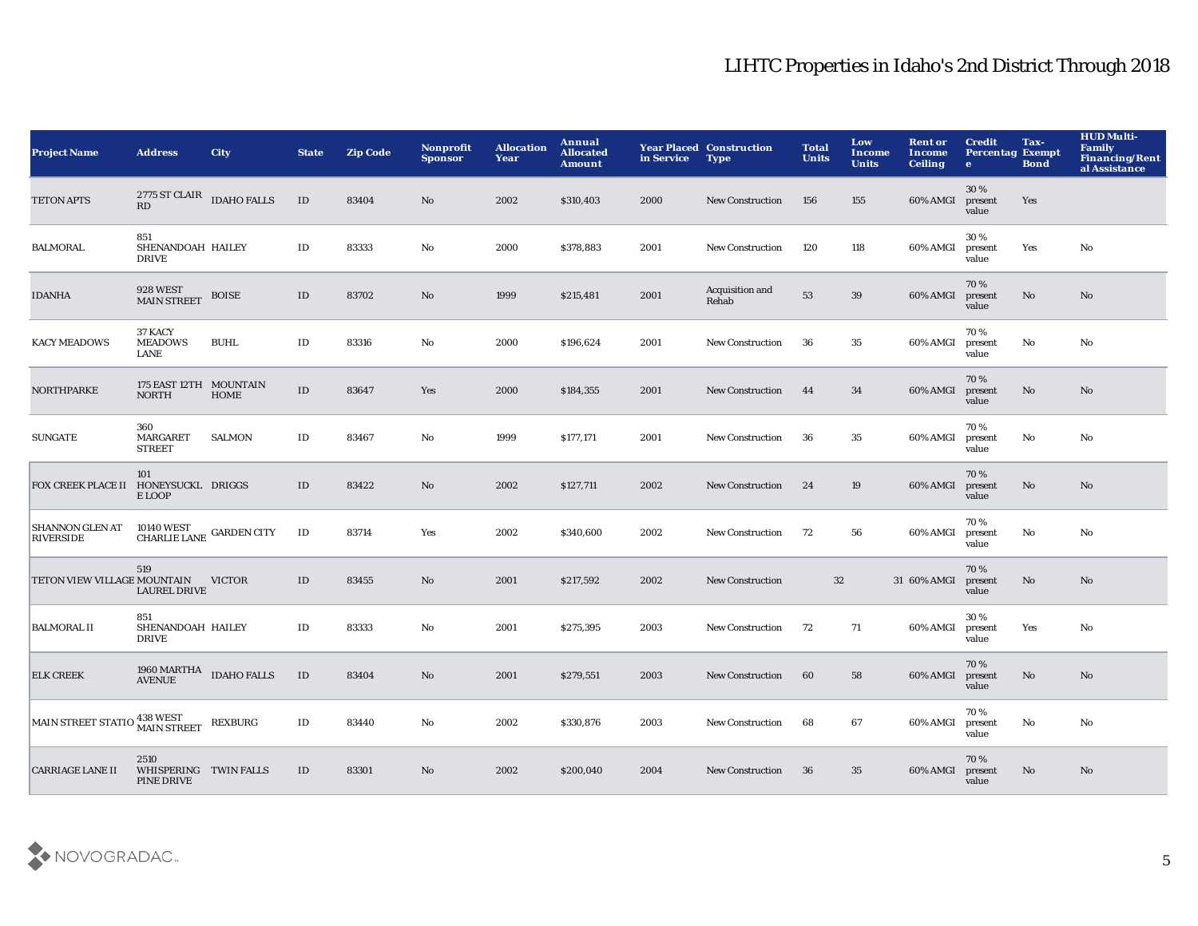# LIHTC Properties in Idaho's 2nd District Through 2018

| Project Name | Address | City | State | Zip Code | Nonprofit Sponsor | Allocation Year | Annual Allocated Amount | Year Placed in Service | Construction Type | Total Units | Low Income Units | Rent or Income Ceiling | Credit Percentage | Tax-Exempt Bond | HUD Multi-Family Financing/Rental Assistance |
|---|---|---|---|---|---|---|---|---|---|---|---|---|---|---|---|
| TETON APTS | 2775 ST CLAIR RD | IDAHO FALLS | ID | 83404 | No | 2002 | $310,403 | 2000 | New Construction | 156 | 155 | 60% AMGI | 30 % present value | Yes | |
| BALMORAL | 851 SHENANDOAH DRIVE | HAILEY | ID | 83333 | No | 2000 | $378,883 | 2001 | New Construction | 120 | 118 | 60% AMGI | 30 % present value | Yes | No |
| IDANHA | 928 WEST MAIN STREET | BOISE | ID | 83702 | No | 1999 | $215,481 | 2001 | Acquisition and Rehab | 53 | 39 | 60% AMGI | 70 % present value | No | No |
| KACY MEADOWS | 37 KACY MEADOWS LANE | BUHL | ID | 83316 | No | 2000 | $196,624 | 2001 | New Construction | 36 | 35 | 60% AMGI | 70 % present value | No | No |
| NORTHPARKE | 175 EAST 12TH NORTH | MOUNTAIN HOME | ID | 83647 | Yes | 2000 | $184,355 | 2001 | New Construction | 44 | 34 | 60% AMGI | 70 % present value | No | No |
| SUNGATE | 360 MARGARET STREET | SALMON | ID | 83467 | No | 1999 | $177,171 | 2001 | New Construction | 36 | 35 | 60% AMGI | 70 % present value | No | No |
| FOX CREEK PLACE II | 101 HONEYSUCKLE LOOP | DRIGGS | ID | 83422 | No | 2002 | $127,711 | 2002 | New Construction | 24 | 19 | 60% AMGI | 70 % present value | No | No |
| SHANNON GLEN AT RIVERSIDE | 10140 WEST CHARLIE LANE | GARDEN CITY | ID | 83714 | Yes | 2002 | $340,600 | 2002 | New Construction | 72 | 56 | 60% AMGI | 70 % present value | No | No |
| TETON VIEW VILLAGE | 519 MOUNTAIN LAUREL DRIVE | VICTOR | ID | 83455 | No | 2001 | $217,592 | 2002 | New Construction | 32 | 31 | 60% AMGI | 70 % present value | No | No |
| BALMORAL II | 851 SHENANDOAH DRIVE | HAILEY | ID | 83333 | No | 2001 | $275,395 | 2003 | New Construction | 72 | 71 | 60% AMGI | 30 % present value | Yes | No |
| ELK CREEK | 1960 MARTHA AVENUE | IDAHO FALLS | ID | 83404 | No | 2001 | $279,551 | 2003 | New Construction | 60 | 58 | 60% AMGI | 70 % present value | No | No |
| MAIN STREET STATIO | 438 WEST MAIN STREET | REXBURG | ID | 83440 | No | 2002 | $330,876 | 2003 | New Construction | 68 | 67 | 60% AMGI | 70 % present value | No | No |
| CARRIAGE LANE II | 2510 WHISPERING PINE DRIVE | TWIN FALLS | ID | 83301 | No | 2002 | $200,040 | 2004 | New Construction | 36 | 35 | 60% AMGI | 70 % present value | No | No |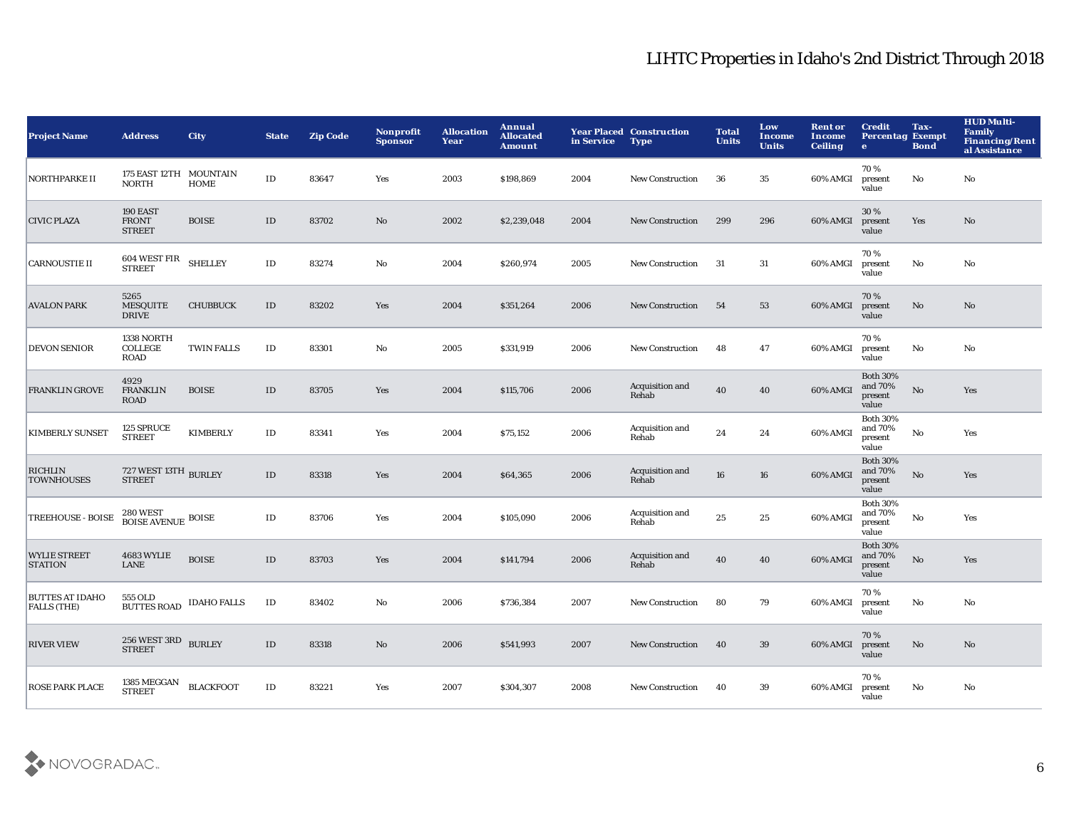# LIHTC Properties in Idaho's 2nd District Through 2018

| Project Name | Address | City | State | Zip Code | Nonprofit Sponsor | Allocation Year | Annual Allocated Amount | Year Placed in Service | Construction Type | Total Units | Low Income Units | Rent or Income Ceiling | Credit Percentage | Tax-Exempt Bond | HUD Multi-Family Financing/Rental Assistance |
|---|---|---|---|---|---|---|---|---|---|---|---|---|---|---|---|
| NORTHPARKE II | 175 EAST 12TH NORTH | MOUNTAIN HOME | ID | 83647 | Yes | 2003 | $198,869 | 2004 | New Construction | 36 | 35 | 60% AMGI | 70 % present value | No | No |
| CIVIC PLAZA | 190 EAST FRONT STREET | BOISE | ID | 83702 | No | 2002 | $2,239,048 | 2004 | New Construction | 299 | 296 | 60% AMGI | 30 % present value | Yes | No |
| CARNOUSTIE II | 604 WEST FIR STREET | SHELLEY | ID | 83274 | No | 2004 | $260,974 | 2005 | New Construction | 31 | 31 | 60% AMGI | 70 % present value | No | No |
| AVALON PARK | 5265 MESQUITE DRIVE | CHUBBUCK | ID | 83202 | Yes | 2004 | $351,264 | 2006 | New Construction | 54 | 53 | 60% AMGI | 70 % present value | No | No |
| DEVON SENIOR | 1338 NORTH COLLEGE ROAD | TWIN FALLS | ID | 83301 | No | 2005 | $331,919 | 2006 | New Construction | 48 | 47 | 60% AMGI | 70 % present value | No | No |
| FRANKLIN GROVE | 4929 FRANKLIN ROAD | BOISE | ID | 83705 | Yes | 2004 | $115,706 | 2006 | Acquisition and Rehab | 40 | 40 | 60% AMGI | Both 30% and 70% present value | No | Yes |
| KIMBERLY SUNSET | 125 SPRUCE STREET | KIMBERLY | ID | 83341 | Yes | 2004 | $75,152 | 2006 | Acquisition and Rehab | 24 | 24 | 60% AMGI | Both 30% and 70% present value | No | Yes |
| RICHLIN TOWNHOUSES | 727 WEST 13TH STREET | BURLEY | ID | 83318 | Yes | 2004 | $64,365 | 2006 | Acquisition and Rehab | 16 | 16 | 60% AMGI | Both 30% and 70% present value | No | Yes |
| TREEHOUSE - BOISE | 280 WEST BOISE AVENUE | BOISE | ID | 83706 | Yes | 2004 | $105,090 | 2006 | Acquisition and Rehab | 25 | 25 | 60% AMGI | Both 30% and 70% present value | No | Yes |
| WYLIE STREET STATION | 4683 WYLIE LANE | BOISE | ID | 83703 | Yes | 2004 | $141,794 | 2006 | Acquisition and Rehab | 40 | 40 | 60% AMGI | Both 30% and 70% present value | No | Yes |
| BUTTES AT IDAHO FALLS (THE) | 555 OLD BUTTES ROAD | IDAHO FALLS | ID | 83402 | No | 2006 | $736,384 | 2007 | New Construction | 80 | 79 | 60% AMGI | 70 % present value | No | No |
| RIVER VIEW | 256 WEST 3RD STREET | BURLEY | ID | 83318 | No | 2006 | $541,993 | 2007 | New Construction | 40 | 39 | 60% AMGI | 70 % present value | No | No |
| ROSE PARK PLACE | 1385 MEGGAN STREET | BLACKFOOT | ID | 83221 | Yes | 2007 | $304,307 | 2008 | New Construction | 40 | 39 | 60% AMGI | 70 % present value | No | No |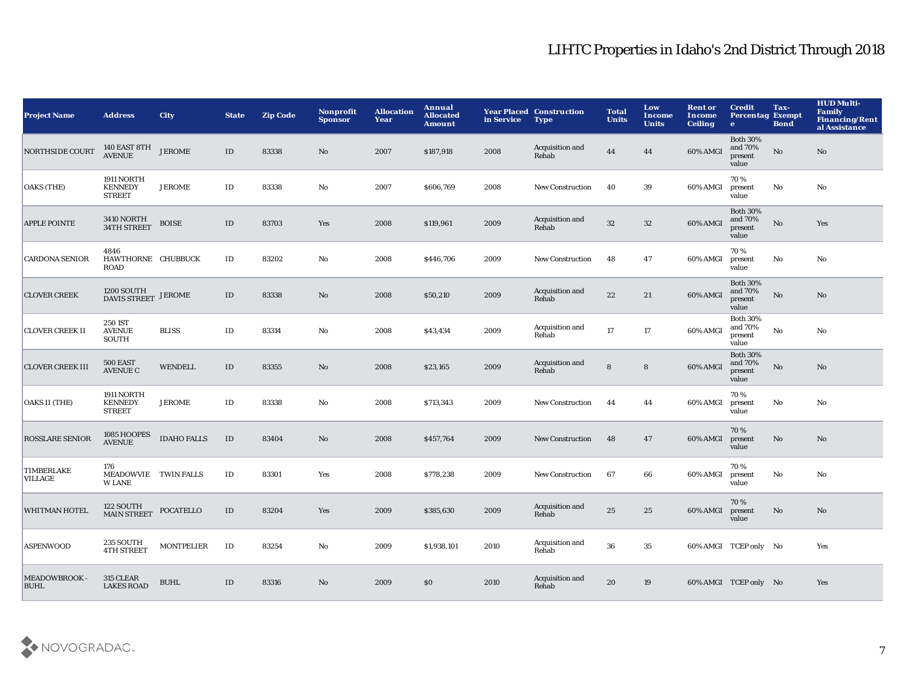# LIHTC Properties in Idaho's 2nd District Through 2018

| Project Name | Address | City | State | Zip Code | Nonprofit Sponsor | Allocation Year | Annual Allocated Amount | Year Placed in Service | Construction Type | Total Units | Low Income Units | Rent or Income Ceiling | Credit Percentage | Tax-Exempt Bond | HUD Multi-Family Financing/Rental Assistance |
|---|---|---|---|---|---|---|---|---|---|---|---|---|---|---|---|
| NORTHSIDE COURT | 140 EAST 8TH AVENUE | JEROME | ID | 83338 | No | 2007 | $187,918 | 2008 | Acquisition and Rehab | 44 | 44 | 60% AMGI | Both 30% and 70% present value | No | No |
| OAKS (THE) | 1911 NORTH KENNEDY STREET | JEROME | ID | 83338 | No | 2007 | $606,769 | 2008 | New Construction | 40 | 39 | 60% AMGI | 70 % present value | No | No |
| APPLE POINTE | 3410 NORTH 34TH STREET | BOISE | ID | 83703 | Yes | 2008 | $119,961 | 2009 | Acquisition and Rehab | 32 | 32 | 60% AMGI | Both 30% and 70% present value | No | Yes |
| CARDONA SENIOR | 4846 HAWTHORNE ROAD | CHUBBUCK | ID | 83202 | No | 2008 | $446,706 | 2009 | New Construction | 48 | 47 | 60% AMGI | 70 % present value | No | No |
| CLOVER CREEK | 1200 SOUTH DAVIS STREET | JEROME | ID | 83338 | No | 2008 | $50,210 | 2009 | Acquisition and Rehab | 22 | 21 | 60% AMGI | Both 30% and 70% present value | No | No |
| CLOVER CREEK II | 250 1ST AVENUE SOUTH | BLISS | ID | 83314 | No | 2008 | $43,434 | 2009 | Acquisition and Rehab | 17 | 17 | 60% AMGI | Both 30% and 70% present value | No | No |
| CLOVER CREEK III | 500 EAST AVENUE C | WENDELL | ID | 83355 | No | 2008 | $23,165 | 2009 | Acquisition and Rehab | 8 | 8 | 60% AMGI | Both 30% and 70% present value | No | No |
| OAKS II (THE) | 1911 NORTH KENNEDY STREET | JEROME | ID | 83338 | No | 2008 | $713,343 | 2009 | New Construction | 44 | 44 | 60% AMGI | 70 % present value | No | No |
| ROSSLARE SENIOR | 1085 HOOPES AVENUE | IDAHO FALLS | ID | 83404 | No | 2008 | $457,764 | 2009 | New Construction | 48 | 47 | 60% AMGI | 70 % present value | No | No |
| TIMBERLAKE VILLAGE | 176 MEADOWVIEW LANE | TWIN FALLS | ID | 83301 | Yes | 2008 | $778,238 | 2009 | New Construction | 67 | 66 | 60% AMGI | 70 % present value | No | No |
| WHITMAN HOTEL | 122 SOUTH MAIN STREET | POCATELLO | ID | 83204 | Yes | 2009 | $385,630 | 2009 | Acquisition and Rehab | 25 | 25 | 60% AMGI | 70 % present value | No | No |
| ASPENWOOD | 235 SOUTH 4TH STREET | MONTPELIER | ID | 83254 | No | 2009 | $1,938,101 | 2010 | Acquisition and Rehab | 36 | 35 | 60% AMGI | TCEP only | No | Yes |
| MEADOWBROOK - BUHL | 315 CLEAR LAKES ROAD | BUHL | ID | 83316 | No | 2009 | $0 | 2010 | Acquisition and Rehab | 20 | 19 | 60% AMGI | TCEP only | No | Yes |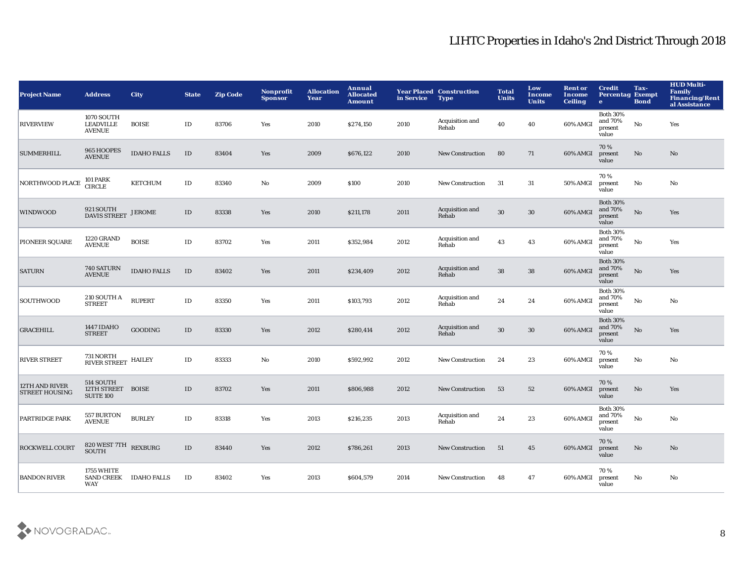# LIHTC Properties in Idaho's 2nd District Through 2018

| Project Name | Address | City | State | Zip Code | Nonprofit Sponsor | Allocation Year | Annual Allocated Amount | Year Placed in Service | Construction Type | Total Units | Low Income Units | Rent or Income Ceiling | Credit Percentage | Tax-Exempt Bond | HUD Multi-Family Financing/Rental Assistance |
|---|---|---|---|---|---|---|---|---|---|---|---|---|---|---|---|
| RIVERVIEW | 1070 SOUTH LEADVILLE AVENUE | BOISE | ID | 83706 | Yes | 2010 | $274,150 | 2010 | Acquisition and Rehab | 40 | 40 | 60% AMGI | Both 30% and 70% present value | No | Yes |
| SUMMERHILL | 965 HOOPES AVENUE | IDAHO FALLS | ID | 83404 | Yes | 2009 | $676,122 | 2010 | New Construction | 80 | 71 | 60% AMGI | 70 % present value | No | No |
| NORTHWOOD PLACE | 101 PARK CIRCLE | KETCHUM | ID | 83340 | No | 2009 | $100 | 2010 | New Construction | 31 | 31 | 50% AMGI | 70 % present value | No | No |
| WINDWOOD | 921 SOUTH DAVIS STREET | JEROME | ID | 83338 | Yes | 2010 | $211,178 | 2011 | Acquisition and Rehab | 30 | 30 | 60% AMGI | Both 30% and 70% present value | No | Yes |
| PIONEER SQUARE | 1220 GRAND AVENUE | BOISE | ID | 83702 | Yes | 2011 | $352,984 | 2012 | Acquisition and Rehab | 43 | 43 | 60% AMGI | Both 30% and 70% present value | No | Yes |
| SATURN | 740 SATURN AVENUE | IDAHO FALLS | ID | 83402 | Yes | 2011 | $234,409 | 2012 | Acquisition and Rehab | 38 | 38 | 60% AMGI | Both 30% and 70% present value | No | Yes |
| SOUTHWOOD | 210 SOUTH A STREET | RUPERT | ID | 83350 | Yes | 2011 | $103,793 | 2012 | Acquisition and Rehab | 24 | 24 | 60% AMGI | Both 30% and 70% present value | No | No |
| GRACEHILL | 1447 IDAHO STREET | GOODING | ID | 83330 | Yes | 2012 | $280,414 | 2012 | Acquisition and Rehab | 30 | 30 | 60% AMGI | Both 30% and 70% present value | No | Yes |
| RIVER STREET | 731 NORTH RIVER STREET | HAILEY | ID | 83333 | No | 2010 | $592,992 | 2012 | New Construction | 24 | 23 | 60% AMGI | 70 % present value | No | No |
| 12TH AND RIVER STREET HOUSING | 514 SOUTH 12TH STREET SUITE 100 | BOISE | ID | 83702 | Yes | 2011 | $806,988 | 2012 | New Construction | 53 | 52 | 60% AMGI | 70 % present value | No | Yes |
| PARTRIDGE PARK | 557 BURTON AVENUE | BURLEY | ID | 83318 | Yes | 2013 | $216,235 | 2013 | Acquisition and Rehab | 24 | 23 | 60% AMGI | Both 30% and 70% present value | No | No |
| ROCKWELL COURT | 820 WEST 7TH SOUTH | REXBURG | ID | 83440 | Yes | 2012 | $786,261 | 2013 | New Construction | 51 | 45 | 60% AMGI | 70 % present value | No | No |
| BANDON RIVER | 1755 WHITE SAND CREEK WAY | IDAHO FALLS | ID | 83402 | Yes | 2013 | $604,579 | 2014 | New Construction | 48 | 47 | 60% AMGI | 70 % present value | No | No |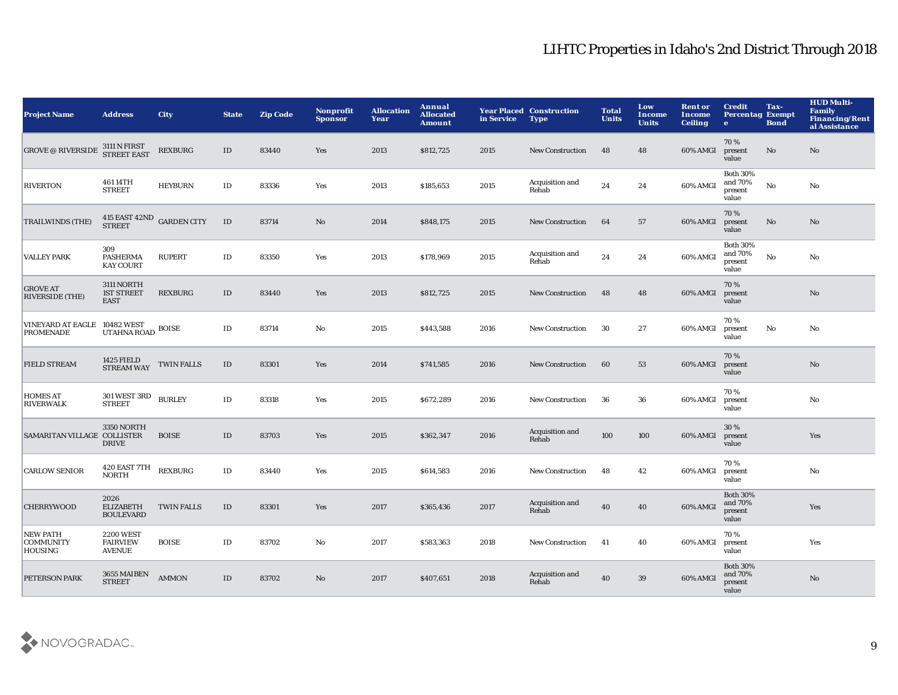# LIHTC Properties in Idaho's 2nd District Through 2018

| Project Name | Address | City | State | Zip Code | Nonprofit Sponsor | Allocation Year | Annual Allocated Amount | Year Placed in Service | Construction Type | Total Units | Low Income Units | Rent or Income Ceiling | Credit Percentage | Tax-Exempt Bond | HUD Multi-Family Financing/Rental Assistance |
|---|---|---|---|---|---|---|---|---|---|---|---|---|---|---|---|
| GROVE @ RIVERSIDE | 3111 N FIRST STREET EAST | REXBURG | ID | 83440 | Yes | 2013 | $812,725 | 2015 | New Construction | 48 | 48 | 60% AMGI | 70 % present value | No | No |
| RIVERTON | 461 14TH STREET | HEYBURN | ID | 83336 | Yes | 2013 | $185,653 | 2015 | Acquisition and Rehab | 24 | 24 | 60% AMGI | Both 30% and 70% present value | No | No |
| TRAILWINDS (THE) | 415 EAST 42ND STREET | GARDEN CITY | ID | 83714 | No | 2014 | $848,175 | 2015 | New Construction | 64 | 57 | 60% AMGI | 70 % present value | No | No |
| VALLEY PARK | 309 PASHERMA KAY COURT | RUPERT | ID | 83350 | Yes | 2013 | $178,969 | 2015 | Acquisition and Rehab | 24 | 24 | 60% AMGI | Both 30% and 70% present value | No | No |
| GROVE AT RIVERSIDE (THE) | 3111 NORTH 1ST STREET EAST | REXBURG | ID | 83440 | Yes | 2013 | $812,725 | 2015 | New Construction | 48 | 48 | 60% AMGI | 70 % present value | | No |
| VINEYARD AT EAGLE PROMENADE | 10482 WEST UTAHNA ROAD | BOISE | ID | 83714 | No | 2015 | $443,588 | 2016 | New Construction | 30 | 27 | 60% AMGI | 70 % present value | No | No |
| FIELD STREAM | 1425 FIELD STREAM WAY | TWIN FALLS | ID | 83301 | Yes | 2014 | $741,585 | 2016 | New Construction | 60 | 53 | 60% AMGI | 70 % present value | | No |
| HOMES AT RIVERWALK | 301 WEST 3RD STREET | BURLEY | ID | 83318 | Yes | 2015 | $672,289 | 2016 | New Construction | 36 | 36 | 60% AMGI | 70 % present value | | No |
| SAMARITAN VILLAGE | 3350 NORTH COLLISTER DRIVE | BOISE | ID | 83703 | Yes | 2015 | $362,347 | 2016 | Acquisition and Rehab | 100 | 100 | 60% AMGI | 30 % present value | | Yes |
| CARLOW SENIOR | 420 EAST 7TH NORTH | REXBURG | ID | 83440 | Yes | 2015 | $614,583 | 2016 | New Construction | 48 | 42 | 60% AMGI | 70 % present value | | No |
| CHERRYWOOD | 2026 ELIZABETH BOULEVARD | TWIN FALLS | ID | 83301 | Yes | 2017 | $365,436 | 2017 | Acquisition and Rehab | 40 | 40 | 60% AMGI | Both 30% and 70% present value | | Yes |
| NEW PATH COMMUNITY HOUSING | 2200 WEST FAIRVIEW AVENUE | BOISE | ID | 83702 | No | 2017 | $583,363 | 2018 | New Construction | 41 | 40 | 60% AMGI | 70 % present value | | Yes |
| PETERSON PARK | 3655 MAIBEN STREET | AMMON | ID | 83702 | No | 2017 | $407,651 | 2018 | Acquisition and Rehab | 40 | 39 | 60% AMGI | Both 30% and 70% present value | | No |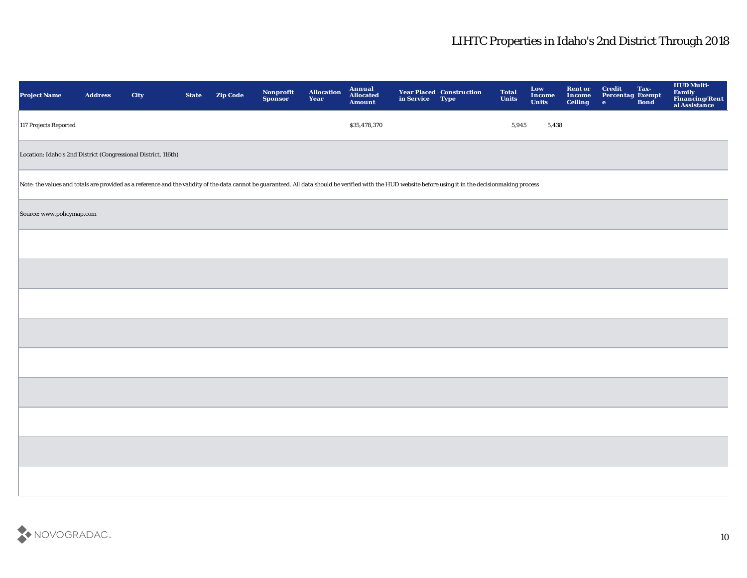# LIHTC Properties in Idaho's 2nd District Through 2018

| Project Name | Address | City | State | Zip Code | Nonprofit Sponsor | Allocation Year | Annual Allocated Amount | Year Placed in Service | Construction Type | Total Units | Low Income Units | Rent or Income Ceiling | Credit Percentage | Tax-Exempt Bond | HUD Multi-Family Financing/Rental Assistance |
|---|---|---|---|---|---|---|---|---|---|---|---|---|---|---|---|
| 117 Projects Reported | | | | | | | $35,478,370 | | | 5,945 | 5,438 | | | | |
| Location: Idaho's 2nd District (Congressional District, 116th) | | | | | | | | | | | | | | | |
| Note: the values and totals are provided as a reference and the validity of the data cannot be guaranteed. All data should be verified with the HUD website before using it in the decisionmaking process | | | | | | | | | | | | | | | |
| Source: www.policymap.com | | | | | | | | | | | | | | | |